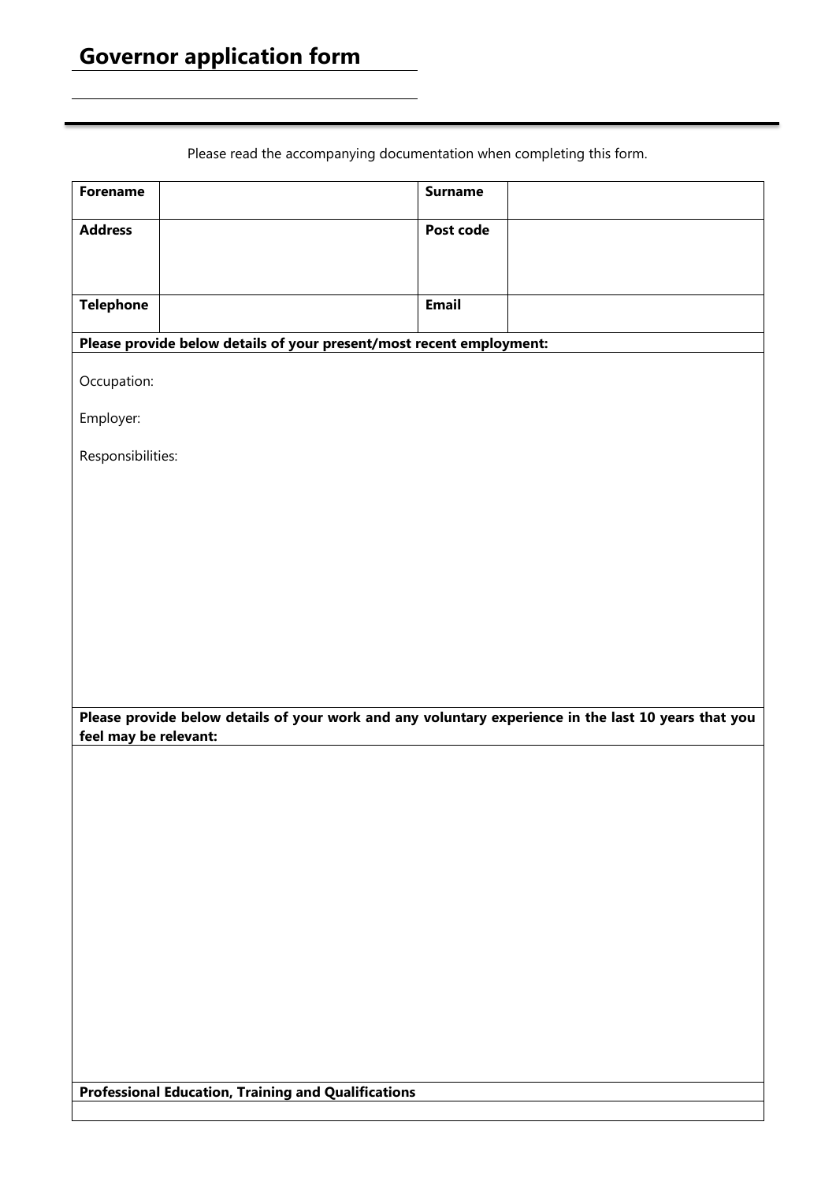# Governor application form

Please read the accompanying documentation when completing this form.

| **Forename** | | **Surname** | |
|---|---|---|---|
| **Address** | | **Post code** | |
| **Telephone** | | **Email** | |

**Please provide below details of your present/most recent employment:**

Occupation:

Employer:

Responsibilities:

**Please provide below details of your work and any voluntary experience in the last 10 years that you feel may be relevant:**

**Professional Education, Training and Qualifications**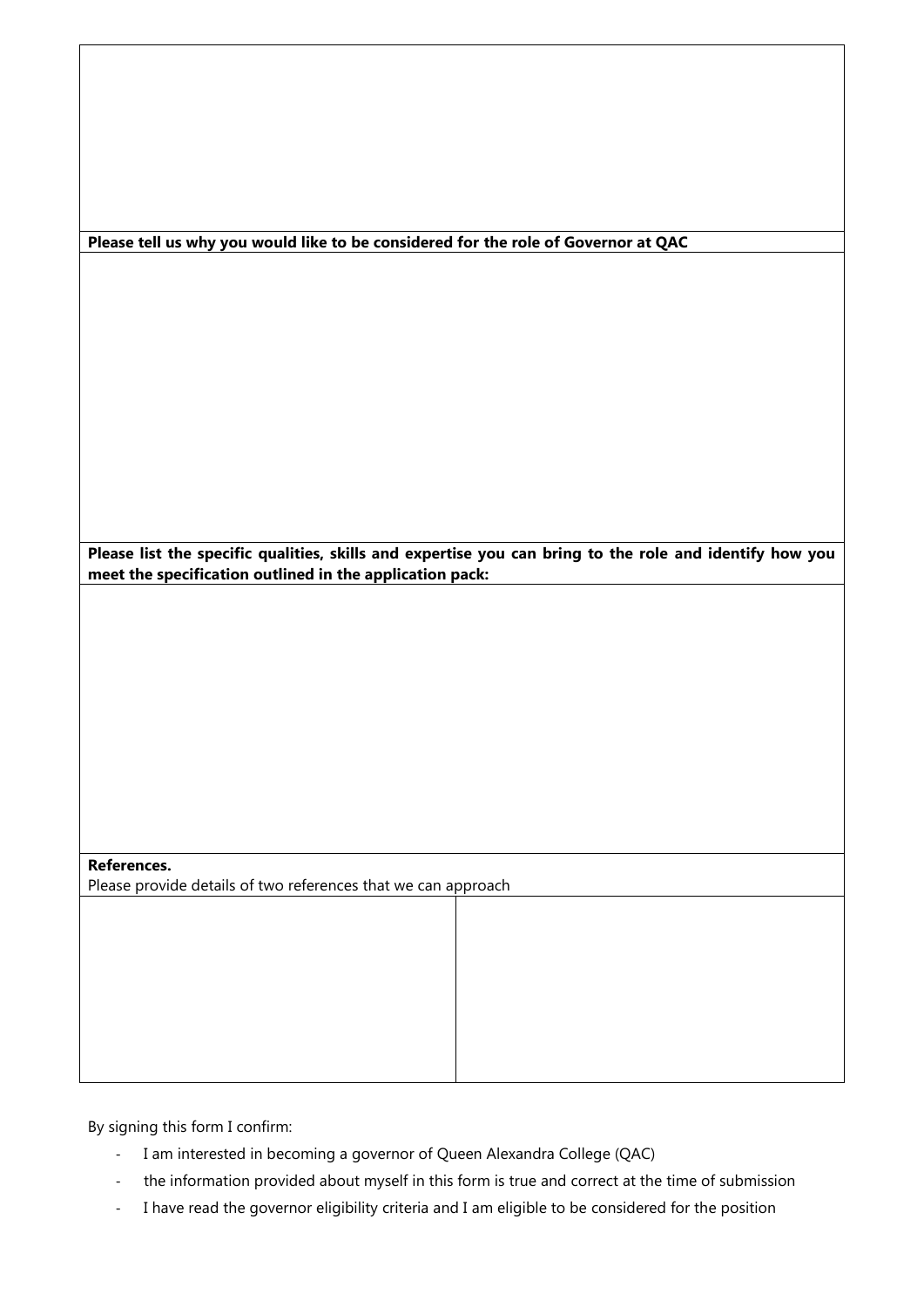**Please tell us why you would like to be considered for the role of Governor at QAC**

**Please list the specific qualities, skills and expertise you can bring to the role and identify how you meet the specification outlined in the application pack:**

**References.**
Please provide details of two references that we can approach

| | |
|---|---|
| | |

By signing this form I confirm:

- I am interested in becoming a governor of Queen Alexandra College (QAC)
- the information provided about myself in this form is true and correct at the time of submission
- I have read the governor eligibility criteria and I am eligible to be considered for the position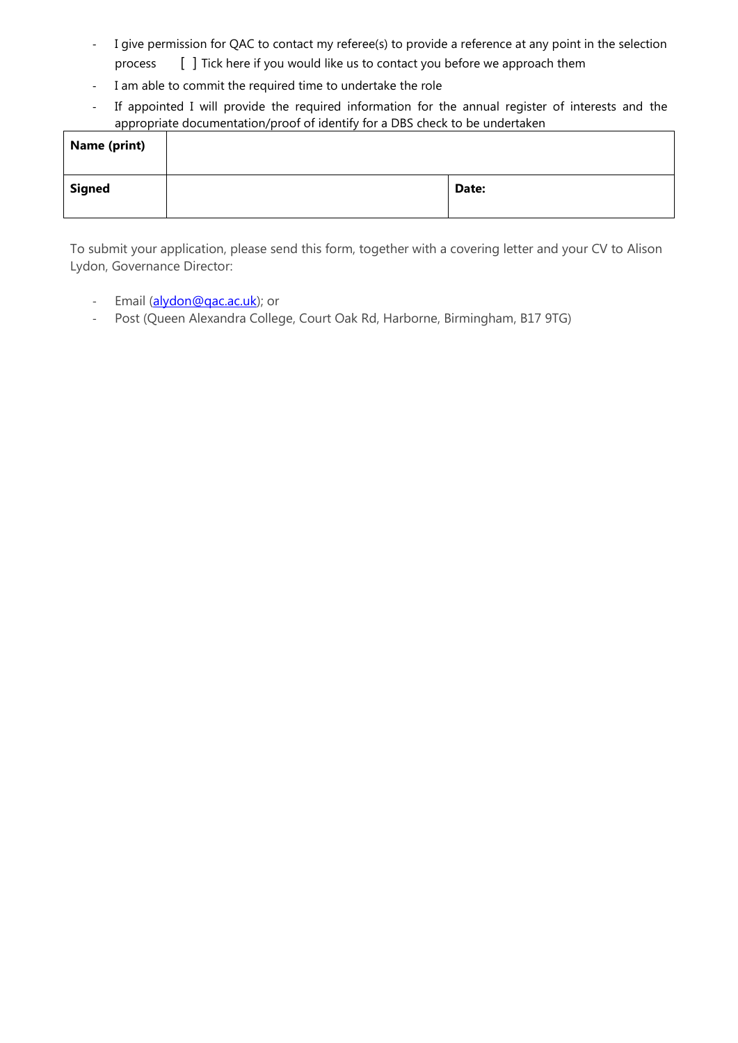- I give permission for QAC to contact my referee(s) to provide a reference at any point in the selection process [ ] Tick here if you would like us to contact you before we approach them
- I am able to commit the required time to undertake the role
- If appointed I will provide the required information for the annual register of interests and the appropriate documentation/proof of identify for a DBS check to be undertaken

| | | |
|---|---|---|
| **Name (print)** | | |
| **Signed** | | **Date:** |

To submit your application, please send this form, together with a covering letter and your CV to Alison Lydon, Governance Director:

- Email (alydon@qac.ac.uk); or
- Post (Queen Alexandra College, Court Oak Rd, Harborne, Birmingham, B17 9TG)